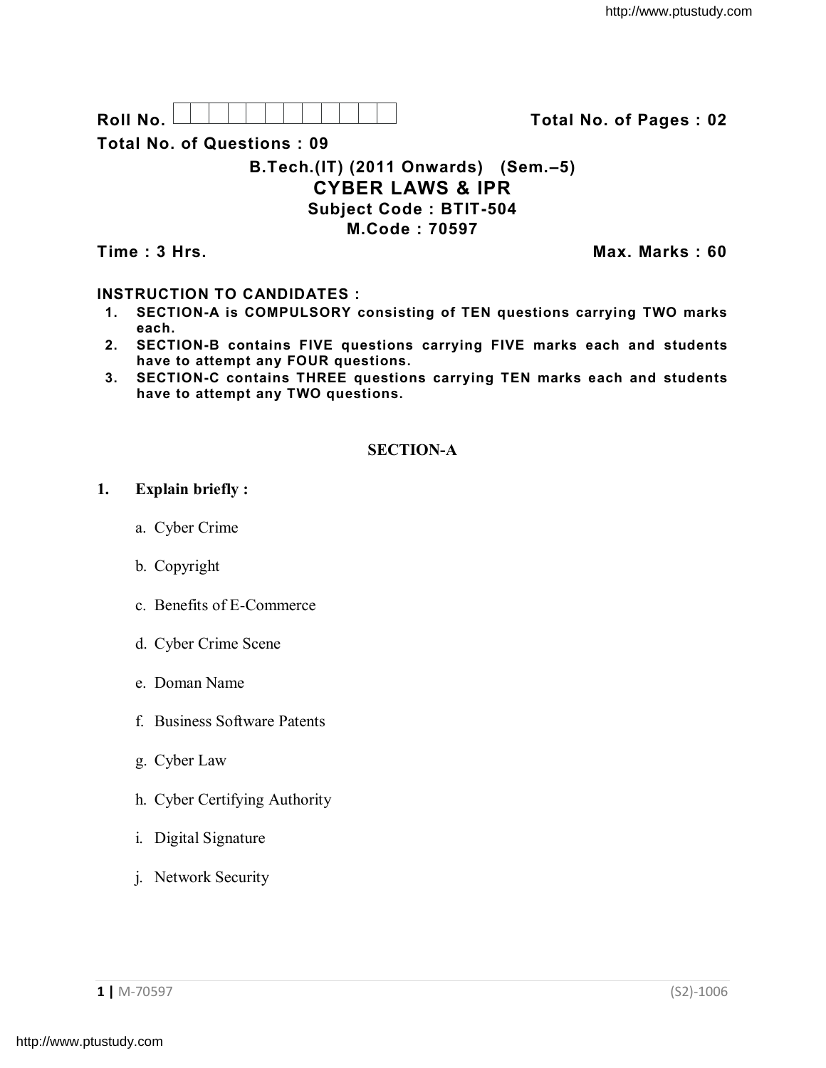Roll No. | | | | | | | | | | | | Total No. of Pages : 02

Total No. of Questions : 09

**B.Tech.(IT) (2011 Onwards) (Sem.–5)**

# CYBER LAWS & IPR

**Subject Code : BTIT-504**

**M.Code : 70597**

**Time : 3 Hrs.** **Max. Marks : 60**

**INSTRUCTION TO CANDIDATES :**

1. **SECTION-A is COMPULSORY consisting of TEN questions carrying TWO marks each.**
2. **SECTION-B contains FIVE questions carrying FIVE marks each and students have to attempt any FOUR questions.**
3. **SECTION-C contains THREE questions carrying TEN marks each and students have to attempt any TWO questions.**

## SECTION-A

**1. Explain briefly :**

a. Cyber Crime

b. Copyright

c. Benefits of E-Commerce

d. Cyber Crime Scene

e. Doman Name

f. Business Software Patents

g. Cyber Law

h. Cyber Certifying Authority

i. Digital Signature

j. Network Security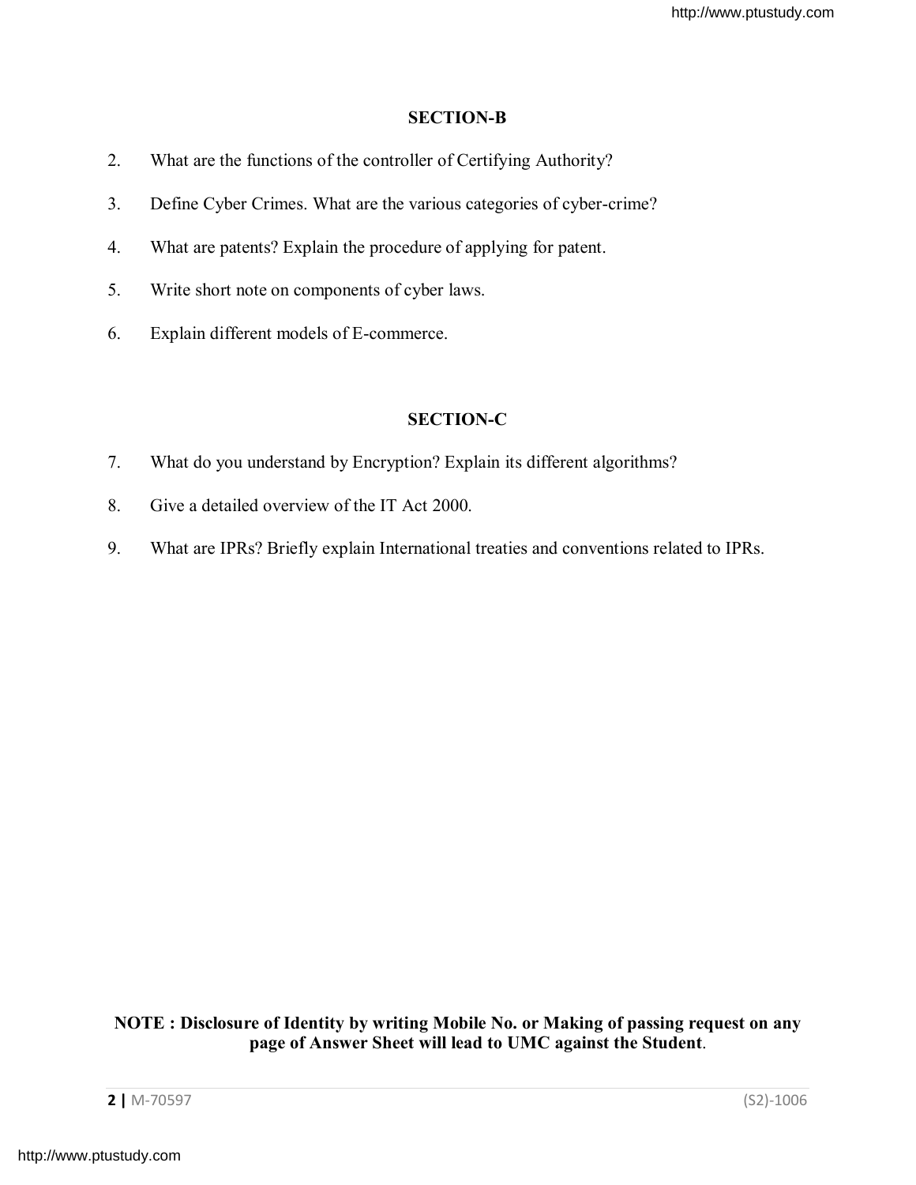## SECTION-B

2. What are the functions of the controller of Certifying Authority?

3. Define Cyber Crimes. What are the various categories of cyber-crime?

4. What are patents? Explain the procedure of applying for patent.

5. Write short note on components of cyber laws.

6. Explain different models of E-commerce.

## SECTION-C

7. What do you understand by Encryption? Explain its different algorithms?

8. Give a detailed overview of the IT Act 2000.

9. What are IPRs? Briefly explain International treaties and conventions related to IPRs.

**NOTE : Disclosure of Identity by writing Mobile No. or Making of passing request on any page of Answer Sheet will lead to UMC against the Student.**